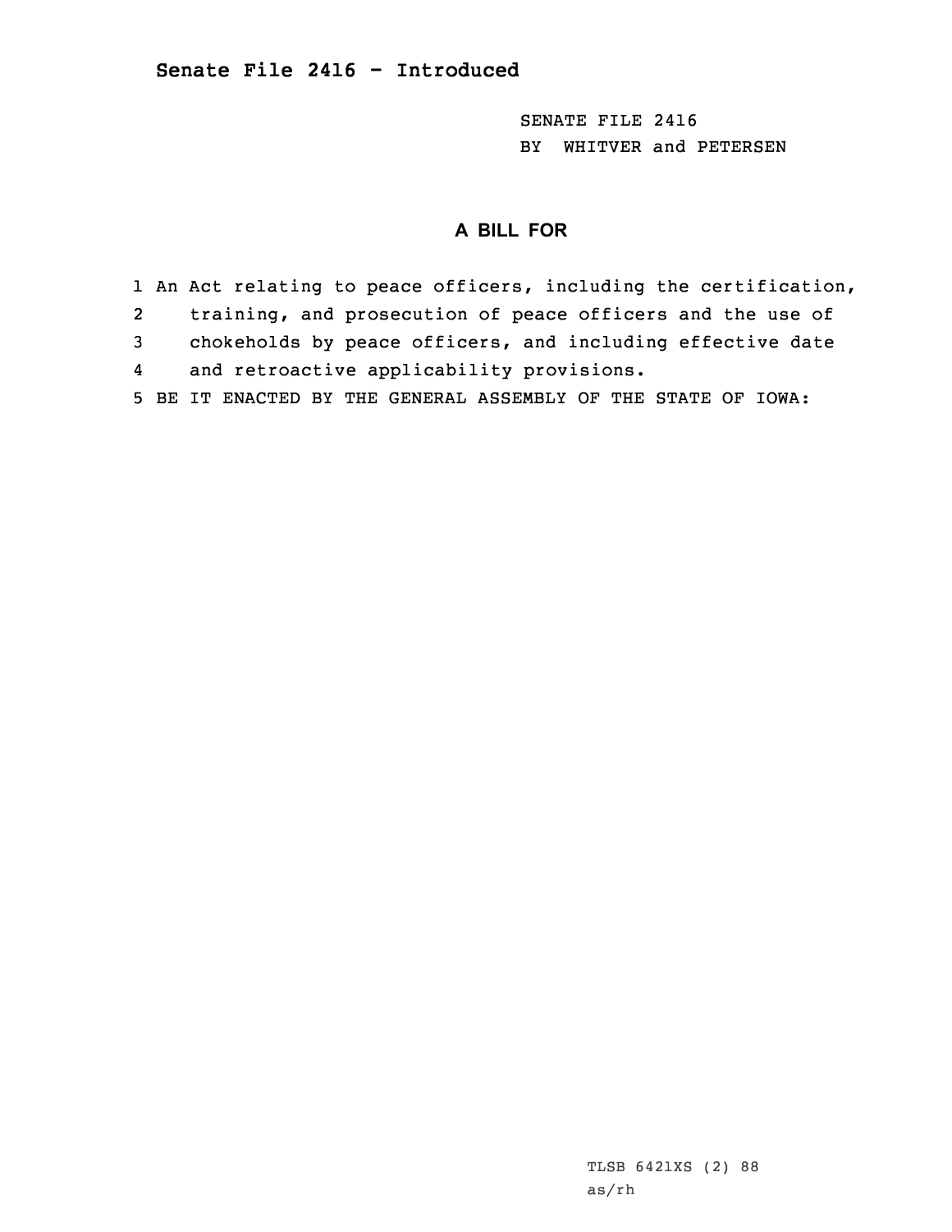**Senate File 2416 - Introduced**

SENATE FILE 2416
BY WHITVER and PETERSEN

## A BILL FOR

1 An Act relating to peace officers, including the certification,
2 training, and prosecution of peace officers and the use of
3 chokeholds by peace officers, and including effective date
4 and retroactive applicability provisions.
5 BE IT ENACTED BY THE GENERAL ASSEMBLY OF THE STATE OF IOWA:

TLSB 6421XS (2) 88
as/rh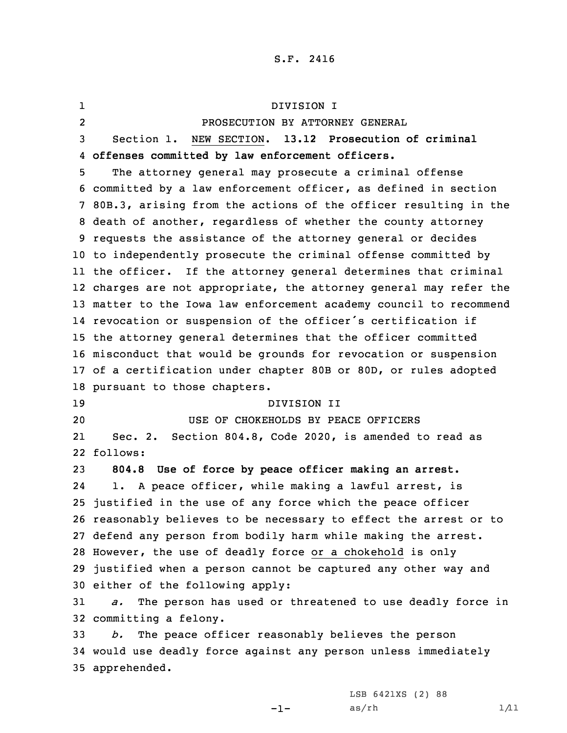S.F. 2416

DIVISION I

PROSECUTION BY ATTORNEY GENERAL

Section 1. NEW SECTION. **13.12 Prosecution of criminal offenses committed by law enforcement officers.**

The attorney general may prosecute a criminal offense committed by a law enforcement officer, as defined in section 80B.3, arising from the actions of the officer resulting in the death of another, regardless of whether the county attorney requests the assistance of the attorney general or decides to independently prosecute the criminal offense committed by the officer. If the attorney general determines that criminal charges are not appropriate, the attorney general may refer the matter to the Iowa law enforcement academy council to recommend revocation or suspension of the officer's certification if the attorney general determines that the officer committed misconduct that would be grounds for revocation or suspension of a certification under chapter 80B or 80D, or rules adopted pursuant to those chapters.

DIVISION II

USE OF CHOKEHOLDS BY PEACE OFFICERS

Sec. 2. Section 804.8, Code 2020, is amended to read as follows:

**804.8 Use of force by peace officer making an arrest.**

1. A peace officer, while making a lawful arrest, is justified in the use of any force which the peace officer reasonably believes to be necessary to effect the arrest or to defend any person from bodily harm while making the arrest. However, the use of deadly force or a chokehold is only justified when a person cannot be captured any other way and either of the following apply:

*a.* The person has used or threatened to use deadly force in committing a felony.

*b.* The peace officer reasonably believes the person would use deadly force against any person unless immediately apprehended.

LSB 6421XS (2) 88
as/rh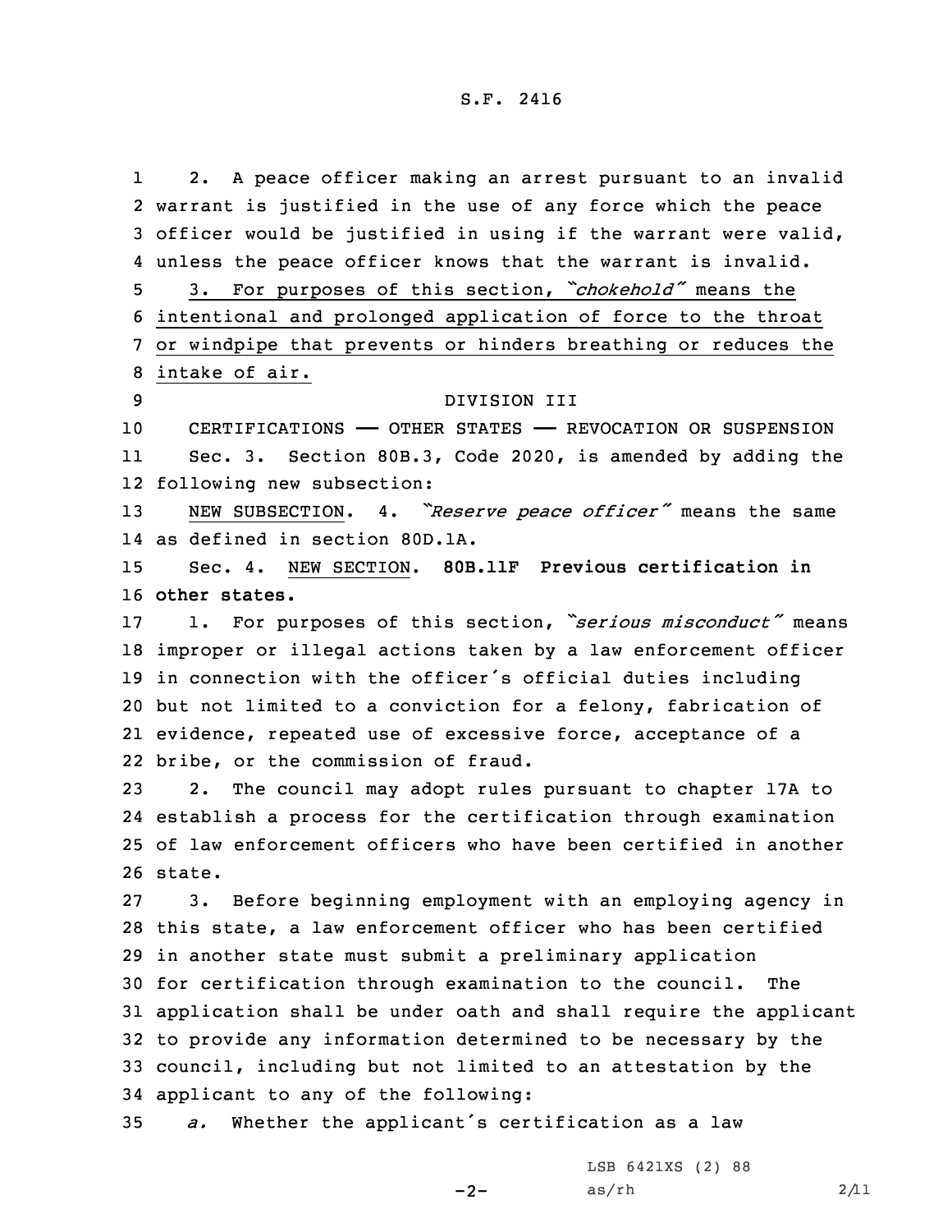2. A peace officer making an arrest pursuant to an invalid warrant is justified in the use of any force which the peace officer would be justified in using if the warrant were valid, unless the peace officer knows that the warrant is invalid.

3. For purposes of this section, *"chokehold"* means the intentional and prolonged application of force to the throat or windpipe that prevents or hinders breathing or reduces the intake of air.

DIVISION III

CERTIFICATIONS —— OTHER STATES —— REVOCATION OR SUSPENSION

Sec. 3. Section 80B.3, Code 2020, is amended by adding the following new subsection:

NEW SUBSECTION. 4. *"Reserve peace officer"* means the same as defined in section 80D.1A.

Sec. 4. NEW SECTION. **80B.11F Previous certification in other states.**

1. For purposes of this section, *"serious misconduct"* means improper or illegal actions taken by a law enforcement officer in connection with the officer's official duties including but not limited to a conviction for a felony, fabrication of evidence, repeated use of excessive force, acceptance of a bribe, or the commission of fraud.

2. The council may adopt rules pursuant to chapter 17A to establish a process for the certification through examination of law enforcement officers who have been certified in another state.

3. Before beginning employment with an employing agency in this state, a law enforcement officer who has been certified in another state must submit a preliminary application for certification through examination to the council. The application shall be under oath and shall require the applicant to provide any information determined to be necessary by the council, including but not limited to an attestation by the applicant to any of the following:

*a.* Whether the applicant's certification as a law

LSB 6421XS (2) 88
as/rh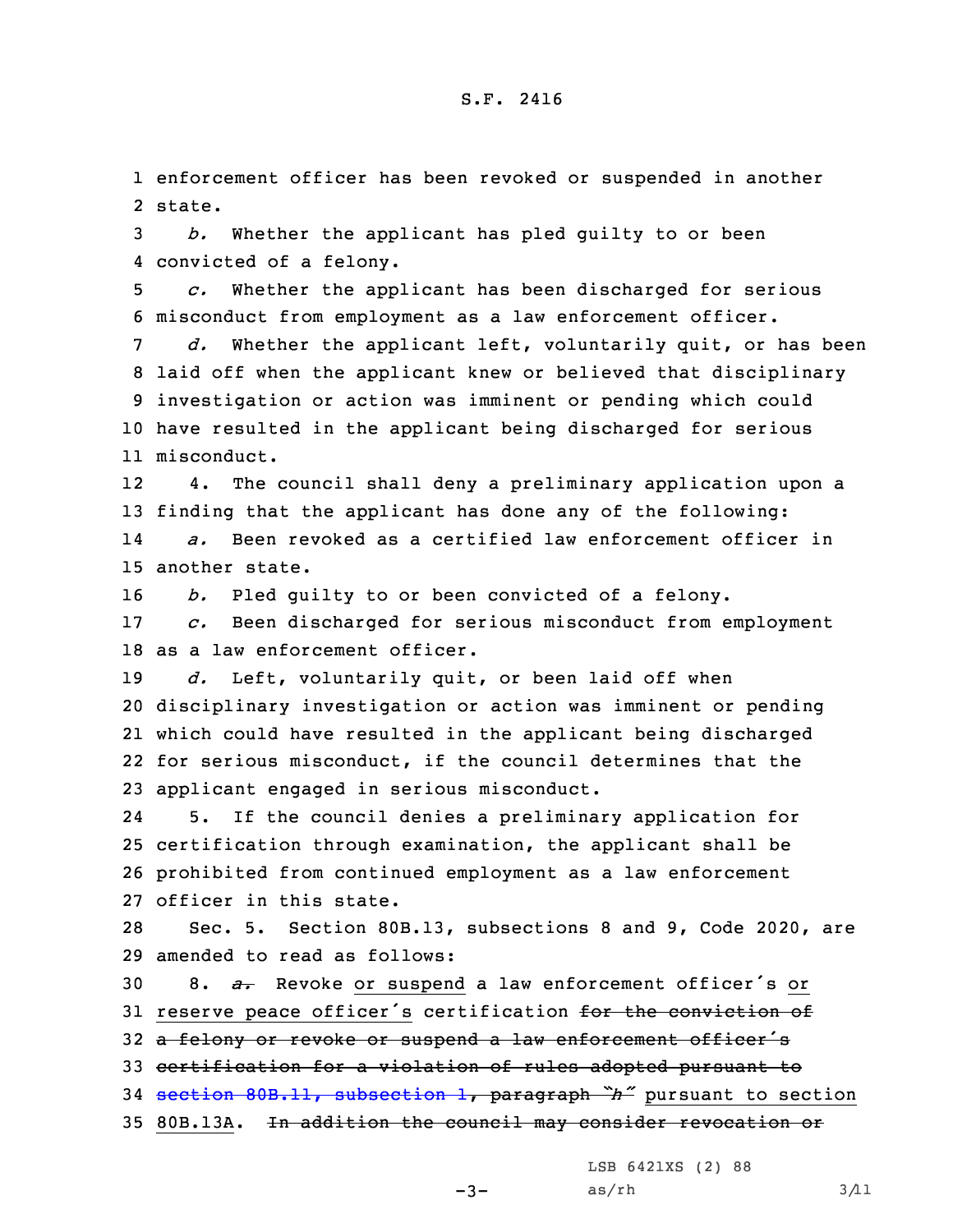enforcement officer has been revoked or suspended in another state.

*b.* Whether the applicant has pled guilty to or been convicted of a felony.

*c.* Whether the applicant has been discharged for serious misconduct from employment as a law enforcement officer.

*d.* Whether the applicant left, voluntarily quit, or has been laid off when the applicant knew or believed that disciplinary investigation or action was imminent or pending which could have resulted in the applicant being discharged for serious misconduct.

4. The council shall deny a preliminary application upon a finding that the applicant has done any of the following:

*a.* Been revoked as a certified law enforcement officer in another state.

*b.* Pled guilty to or been convicted of a felony.

*c.* Been discharged for serious misconduct from employment as a law enforcement officer.

*d.* Left, voluntarily quit, or been laid off when disciplinary investigation or action was imminent or pending which could have resulted in the applicant being discharged for serious misconduct, if the council determines that the applicant engaged in serious misconduct.

5. If the council denies a preliminary application for certification through examination, the applicant shall be prohibited from continued employment as a law enforcement officer in this state.

Sec. 5. Section 80B.13, subsections 8 and 9, Code 2020, are amended to read as follows:

8. ~~*a.*~~ Revoke or suspend a law enforcement officer's or reserve peace officer's certification ~~for the conviction of a felony or revoke or suspend a law enforcement officer's certification for a violation of rules adopted pursuant to section 80B.11, subsection 1, paragraph "h"~~ pursuant to section 80B.13A. ~~In addition the council may consider revocation or~~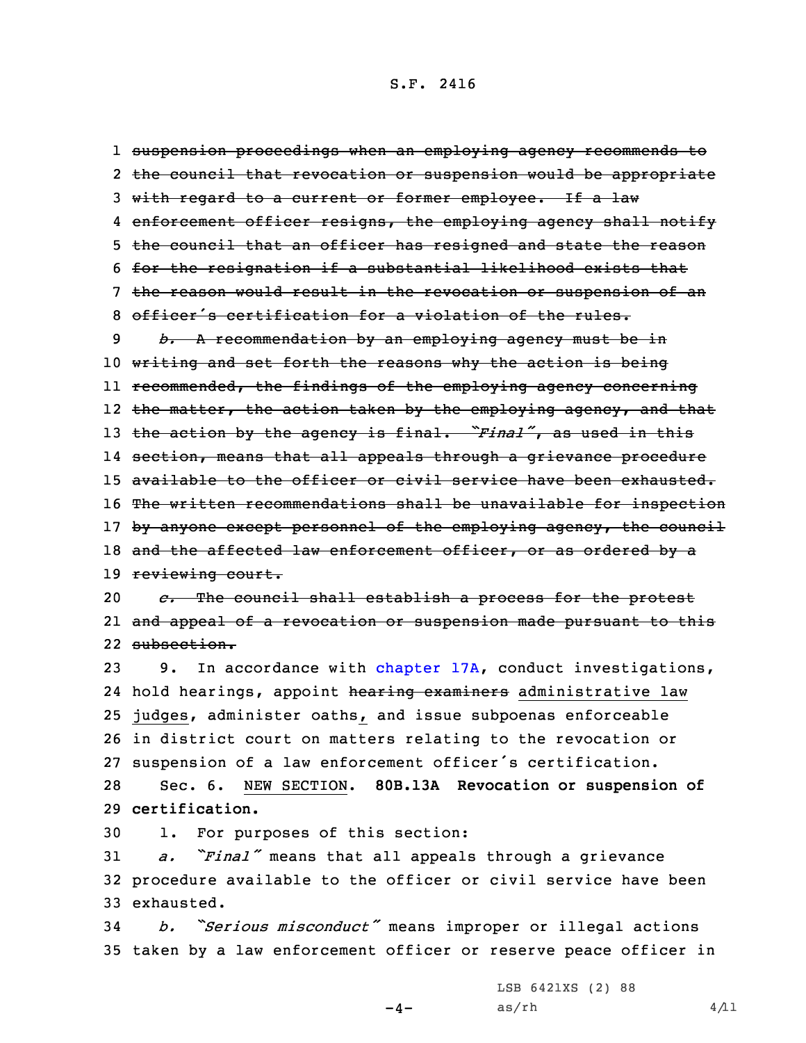~~suspension proceedings when an employing agency recommends to the council that revocation or suspension would be appropriate with regard to a current or former employee. If a law enforcement officer resigns, the employing agency shall notify the council that an officer has resigned and state the reason for the resignation if a substantial likelihood exists that the reason would result in the revocation or suspension of an officer's certification for a violation of the rules.~~

~~*b.* A recommendation by an employing agency must be in writing and set forth the reasons why the action is being recommended, the findings of the employing agency concerning the matter, the action taken by the employing agency, and that the action by the agency is final. "*Final*", as used in this section, means that all appeals through a grievance procedure available to the officer or civil service have been exhausted. The written recommendations shall be unavailable for inspection by anyone except personnel of the employing agency, the council and the affected law enforcement officer, or as ordered by a reviewing court.~~

~~*c.* The council shall establish a process for the protest and appeal of a revocation or suspension made pursuant to this subsection.~~

9. In accordance with chapter 17A, conduct investigations, hold hearings, appoint ~~hearing examiners~~ <u>administrative law judges</u>, administer oaths<u>,</u> and issue subpoenas enforceable in district court on matters relating to the revocation or suspension of a law enforcement officer's certification.

Sec. 6. <u>NEW SECTION</u>. **80B.13A Revocation or suspension of certification.**

1. For purposes of this section:

*a.* "*Final*" means that all appeals through a grievance procedure available to the officer or civil service have been exhausted.

*b.* "*Serious misconduct*" means improper or illegal actions taken by a law enforcement officer or reserve peace officer in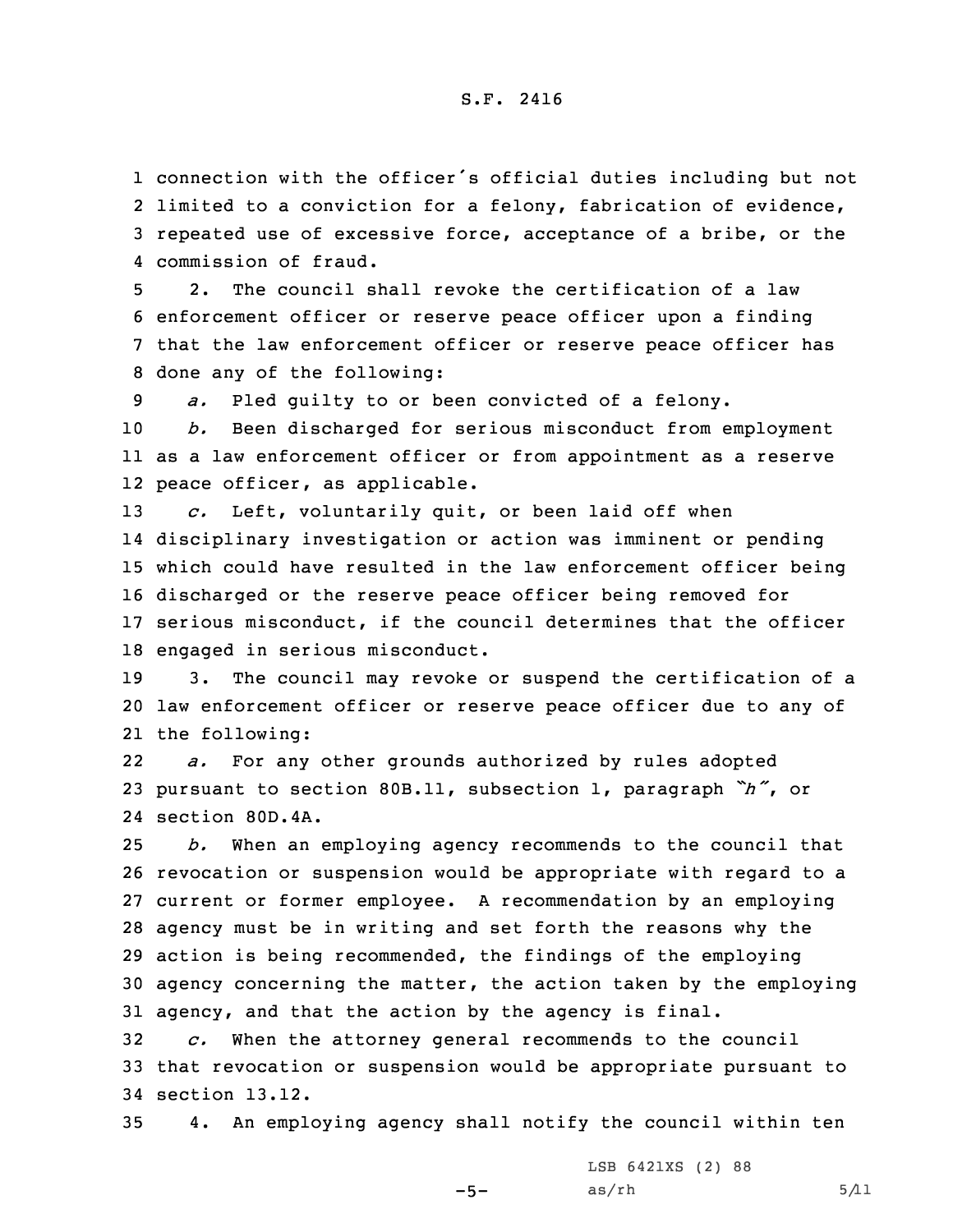connection with the officer's official duties including but not limited to a conviction for a felony, fabrication of evidence, repeated use of excessive force, acceptance of a bribe, or the commission of fraud.

2. The council shall revoke the certification of a law enforcement officer or reserve peace officer upon a finding that the law enforcement officer or reserve peace officer has done any of the following:

*a.* Pled guilty to or been convicted of a felony.

*b.* Been discharged for serious misconduct from employment as a law enforcement officer or from appointment as a reserve peace officer, as applicable.

*c.* Left, voluntarily quit, or been laid off when disciplinary investigation or action was imminent or pending which could have resulted in the law enforcement officer being discharged or the reserve peace officer being removed for serious misconduct, if the council determines that the officer engaged in serious misconduct.

3. The council may revoke or suspend the certification of a law enforcement officer or reserve peace officer due to any of the following:

*a.* For any other grounds authorized by rules adopted pursuant to section 80B.11, subsection 1, paragraph *"h"*, or section 80D.4A.

*b.* When an employing agency recommends to the council that revocation or suspension would be appropriate with regard to a current or former employee. A recommendation by an employing agency must be in writing and set forth the reasons why the action is being recommended, the findings of the employing agency concerning the matter, the action taken by the employing agency, and that the action by the agency is final.

*c.* When the attorney general recommends to the council that revocation or suspension would be appropriate pursuant to section 13.12.

4. An employing agency shall notify the council within ten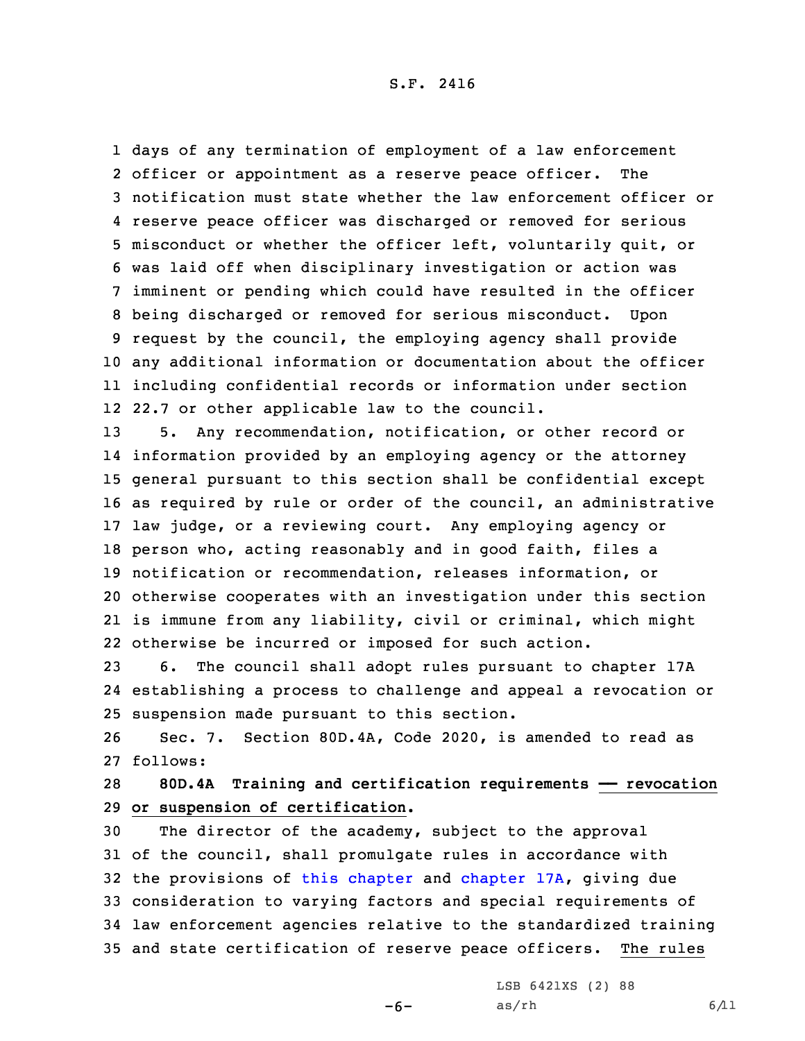days of any termination of employment of a law enforcement officer or appointment as a reserve peace officer. The notification must state whether the law enforcement officer or reserve peace officer was discharged or removed for serious misconduct or whether the officer left, voluntarily quit, or was laid off when disciplinary investigation or action was imminent or pending which could have resulted in the officer being discharged or removed for serious misconduct. Upon request by the council, the employing agency shall provide any additional information or documentation about the officer including confidential records or information under section 22.7 or other applicable law to the council.

5. Any recommendation, notification, or other record or information provided by an employing agency or the attorney general pursuant to this section shall be confidential except as required by rule or order of the council, an administrative law judge, or a reviewing court. Any employing agency or person who, acting reasonably and in good faith, files a notification or recommendation, releases information, or otherwise cooperates with an investigation under this section is immune from any liability, civil or criminal, which might otherwise be incurred or imposed for such action.

6. The council shall adopt rules pursuant to chapter 17A establishing a process to challenge and appeal a revocation or suspension made pursuant to this section.

Sec. 7. Section 80D.4A, Code 2020, is amended to read as follows:

**80D.4A Training and certification requirements — revocation or suspension of certification.**

The director of the academy, subject to the approval of the council, shall promulgate rules in accordance with the provisions of this chapter and chapter 17A, giving due consideration to varying factors and special requirements of law enforcement agencies relative to the standardized training and state certification of reserve peace officers. The rules

LSB 6421XS (2) 88
as/rh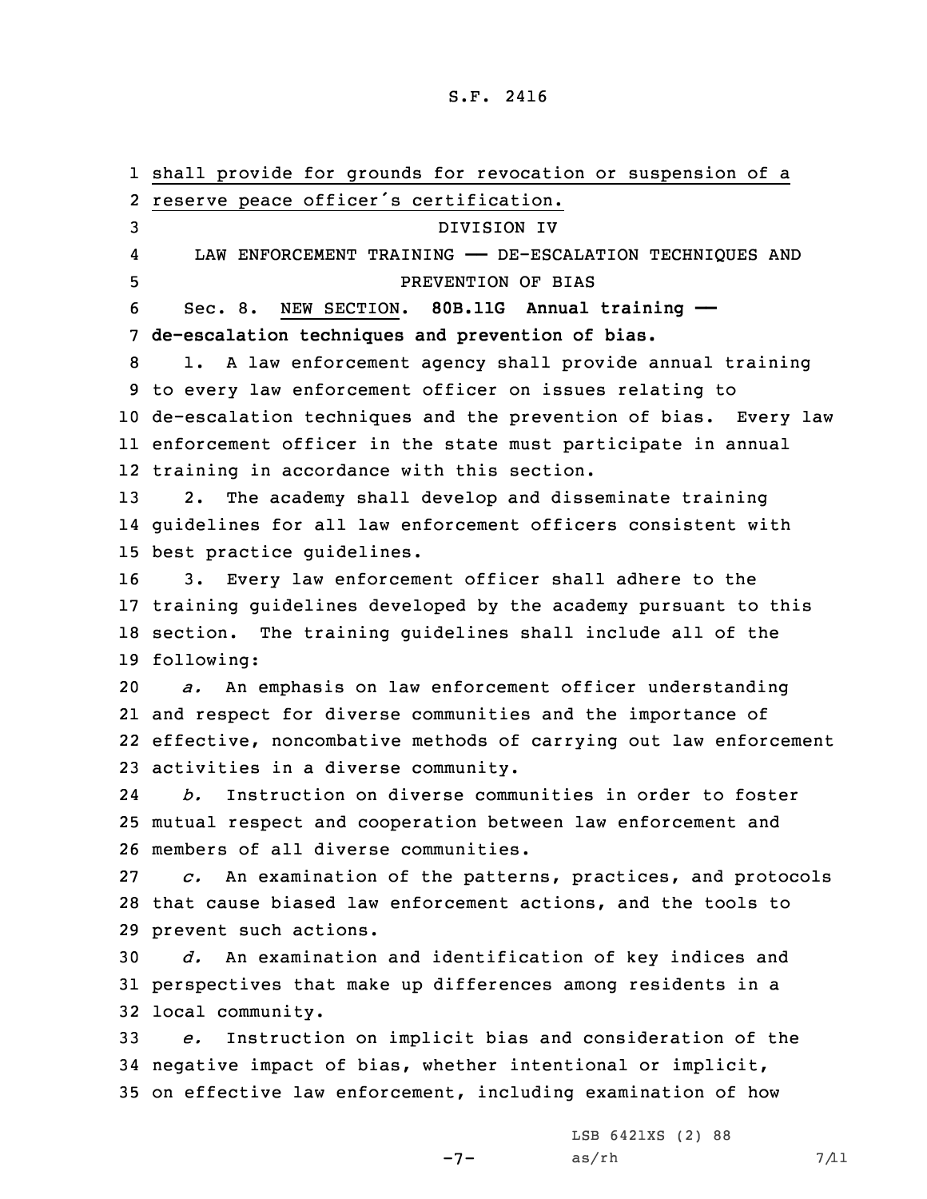shall provide for grounds for revocation or suspension of a reserve peace officer's certification.

DIVISION IV

LAW ENFORCEMENT TRAINING —— DE-ESCALATION TECHNIQUES AND PREVENTION OF BIAS

Sec. 8. NEW SECTION. **80B.11G Annual training —— de-escalation techniques and prevention of bias.**

1. A law enforcement agency shall provide annual training to every law enforcement officer on issues relating to de-escalation techniques and the prevention of bias. Every law enforcement officer in the state must participate in annual training in accordance with this section.

2. The academy shall develop and disseminate training guidelines for all law enforcement officers consistent with best practice guidelines.

3. Every law enforcement officer shall adhere to the training guidelines developed by the academy pursuant to this section. The training guidelines shall include all of the following:

*a.* An emphasis on law enforcement officer understanding and respect for diverse communities and the importance of effective, noncombative methods of carrying out law enforcement activities in a diverse community.

*b.* Instruction on diverse communities in order to foster mutual respect and cooperation between law enforcement and members of all diverse communities.

*c.* An examination of the patterns, practices, and protocols that cause biased law enforcement actions, and the tools to prevent such actions.

*d.* An examination and identification of key indices and perspectives that make up differences among residents in a local community.

*e.* Instruction on implicit bias and consideration of the negative impact of bias, whether intentional or implicit, on effective law enforcement, including examination of how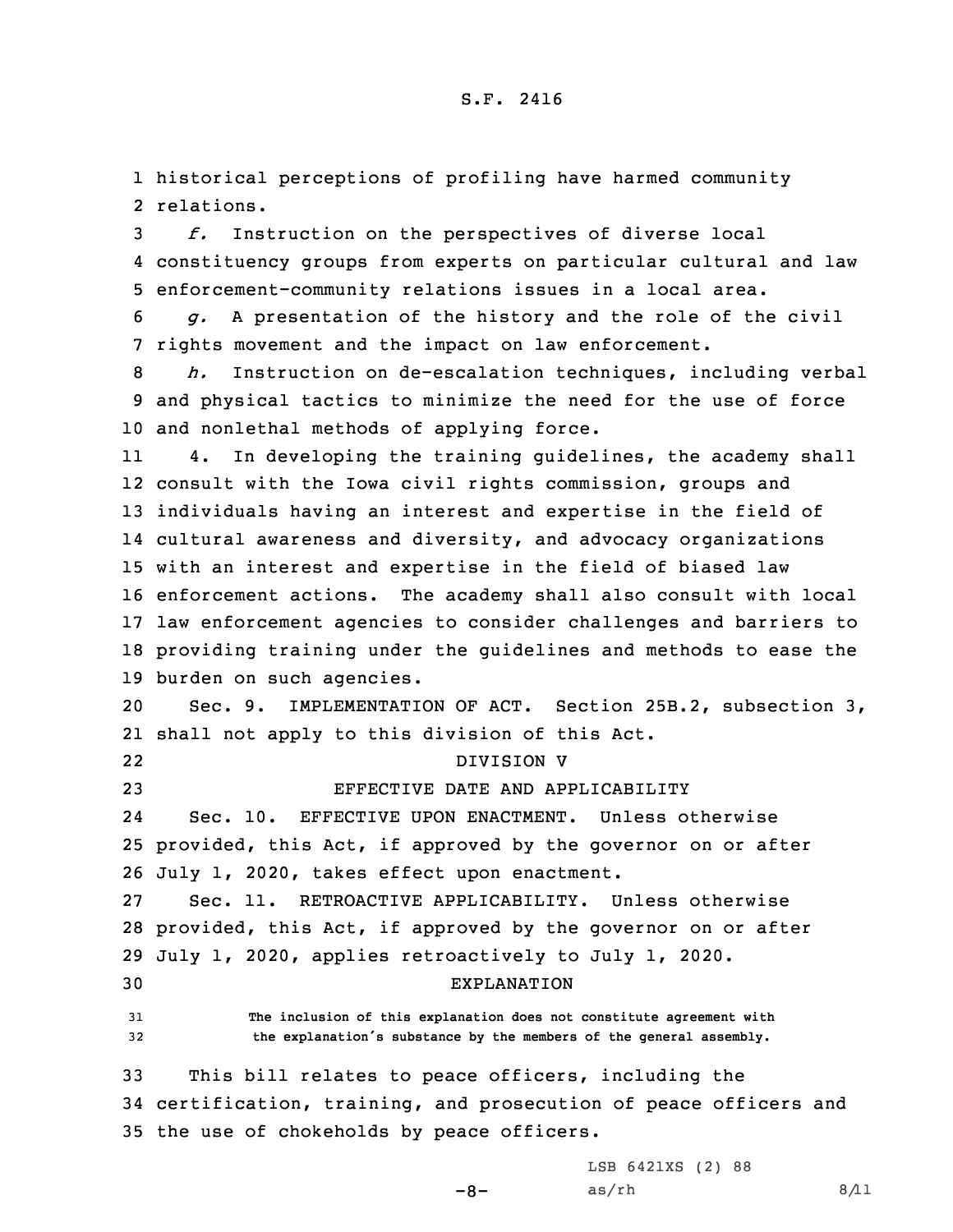historical perceptions of profiling have harmed community relations.

*f.* Instruction on the perspectives of diverse local constituency groups from experts on particular cultural and law enforcement-community relations issues in a local area.

*g.* A presentation of the history and the role of the civil rights movement and the impact on law enforcement.

*h.* Instruction on de-escalation techniques, including verbal and physical tactics to minimize the need for the use of force and nonlethal methods of applying force.

4. In developing the training guidelines, the academy shall consult with the Iowa civil rights commission, groups and individuals having an interest and expertise in the field of cultural awareness and diversity, and advocacy organizations with an interest and expertise in the field of biased law enforcement actions. The academy shall also consult with local law enforcement agencies to consider challenges and barriers to providing training under the guidelines and methods to ease the burden on such agencies.

Sec. 9. IMPLEMENTATION OF ACT. Section 25B.2, subsection 3, shall not apply to this division of this Act.

DIVISION V

EFFECTIVE DATE AND APPLICABILITY

Sec. 10. EFFECTIVE UPON ENACTMENT. Unless otherwise provided, this Act, if approved by the governor on or after July 1, 2020, takes effect upon enactment.

Sec. 11. RETROACTIVE APPLICABILITY. Unless otherwise provided, this Act, if approved by the governor on or after July 1, 2020, applies retroactively to July 1, 2020.

EXPLANATION

The inclusion of this explanation does not constitute agreement with the explanation's substance by the members of the general assembly.

This bill relates to peace officers, including the certification, training, and prosecution of peace officers and the use of chokeholds by peace officers.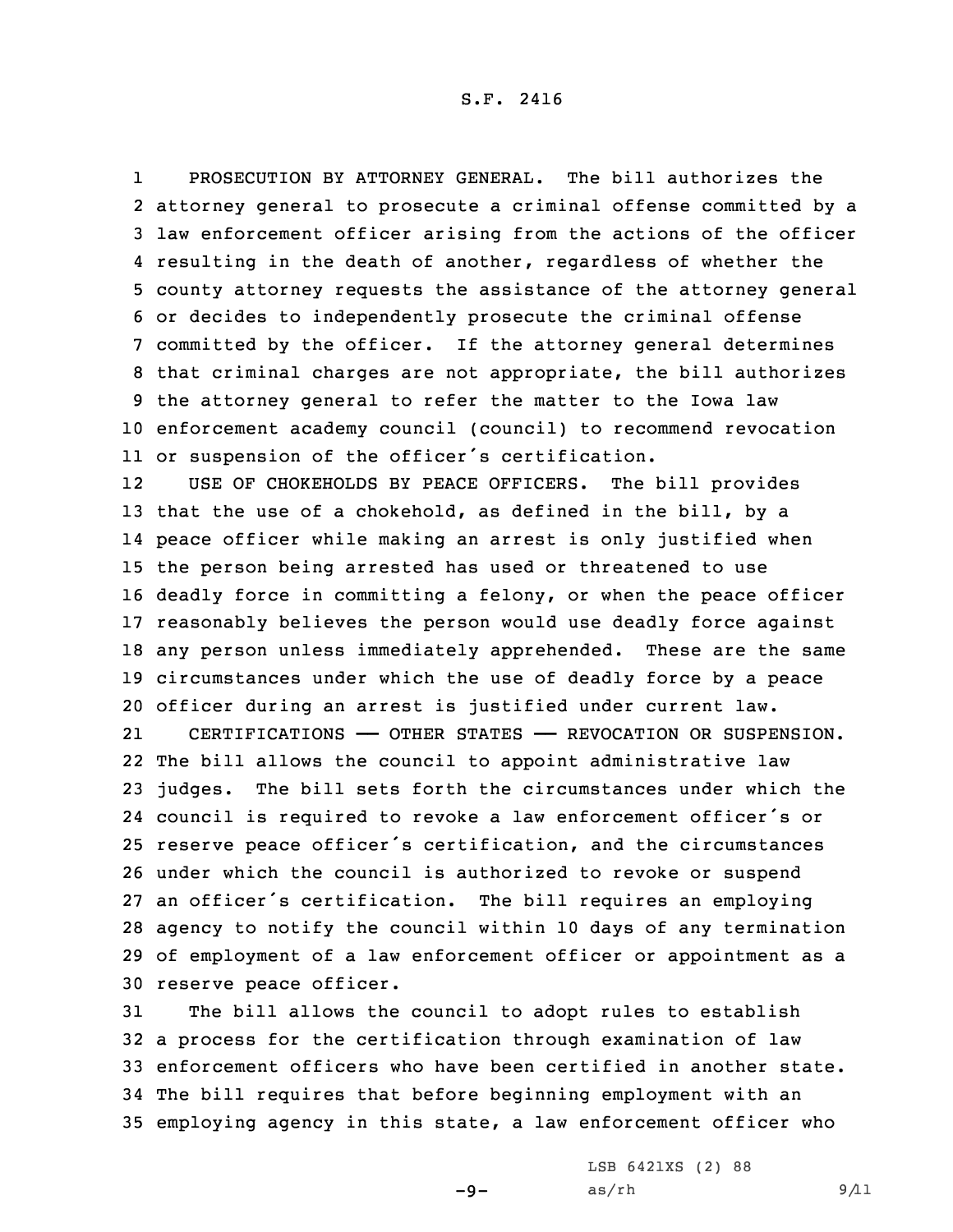PROSECUTION BY ATTORNEY GENERAL. The bill authorizes the attorney general to prosecute a criminal offense committed by a law enforcement officer arising from the actions of the officer resulting in the death of another, regardless of whether the county attorney requests the assistance of the attorney general or decides to independently prosecute the criminal offense committed by the officer. If the attorney general determines that criminal charges are not appropriate, the bill authorizes the attorney general to refer the matter to the Iowa law enforcement academy council (council) to recommend revocation or suspension of the officer's certification.

USE OF CHOKEHOLDS BY PEACE OFFICERS. The bill provides that the use of a chokehold, as defined in the bill, by a peace officer while making an arrest is only justified when the person being arrested has used or threatened to use deadly force in committing a felony, or when the peace officer reasonably believes the person would use deadly force against any person unless immediately apprehended. These are the same circumstances under which the use of deadly force by a peace officer during an arrest is justified under current law.

CERTIFICATIONS —— OTHER STATES —— REVOCATION OR SUSPENSION. The bill allows the council to appoint administrative law judges. The bill sets forth the circumstances under which the council is required to revoke a law enforcement officer's or reserve peace officer's certification, and the circumstances under which the council is authorized to revoke or suspend an officer's certification. The bill requires an employing agency to notify the council within 10 days of any termination of employment of a law enforcement officer or appointment as a reserve peace officer.

The bill allows the council to adopt rules to establish a process for the certification through examination of law enforcement officers who have been certified in another state. The bill requires that before beginning employment with an employing agency in this state, a law enforcement officer who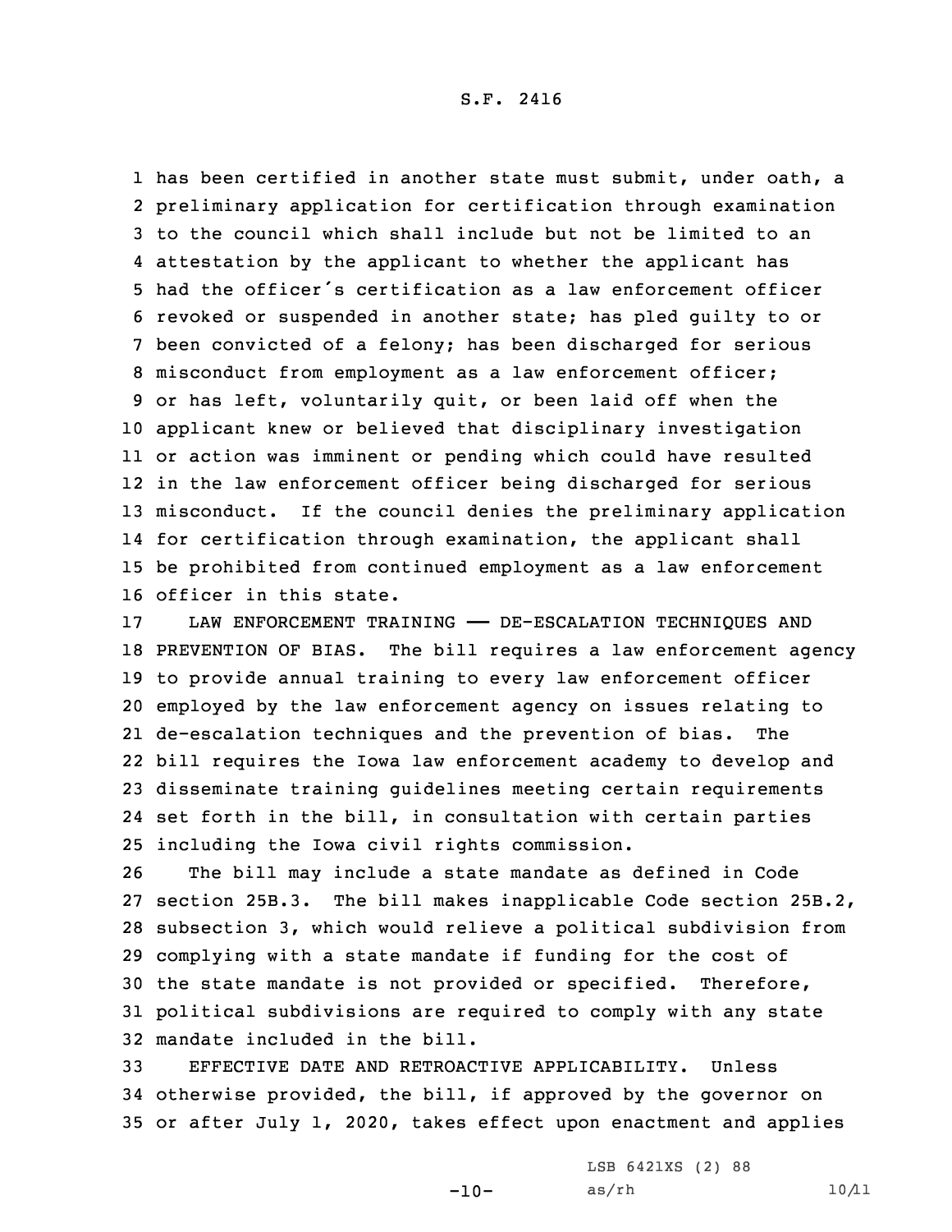has been certified in another state must submit, under oath, a preliminary application for certification through examination to the council which shall include but not be limited to an attestation by the applicant to whether the applicant has had the officer's certification as a law enforcement officer revoked or suspended in another state; has pled guilty to or been convicted of a felony; has been discharged for serious misconduct from employment as a law enforcement officer; or has left, voluntarily quit, or been laid off when the applicant knew or believed that disciplinary investigation or action was imminent or pending which could have resulted in the law enforcement officer being discharged for serious misconduct. If the council denies the preliminary application for certification through examination, the applicant shall be prohibited from continued employment as a law enforcement officer in this state.

LAW ENFORCEMENT TRAINING —— DE-ESCALATION TECHNIQUES AND PREVENTION OF BIAS. The bill requires a law enforcement agency to provide annual training to every law enforcement officer employed by the law enforcement agency on issues relating to de-escalation techniques and the prevention of bias. The bill requires the Iowa law enforcement academy to develop and disseminate training guidelines meeting certain requirements set forth in the bill, in consultation with certain parties including the Iowa civil rights commission.

The bill may include a state mandate as defined in Code section 25B.3. The bill makes inapplicable Code section 25B.2, subsection 3, which would relieve a political subdivision from complying with a state mandate if funding for the cost of the state mandate is not provided or specified. Therefore, political subdivisions are required to comply with any state mandate included in the bill.

EFFECTIVE DATE AND RETROACTIVE APPLICABILITY. Unless otherwise provided, the bill, if approved by the governor on or after July 1, 2020, takes effect upon enactment and applies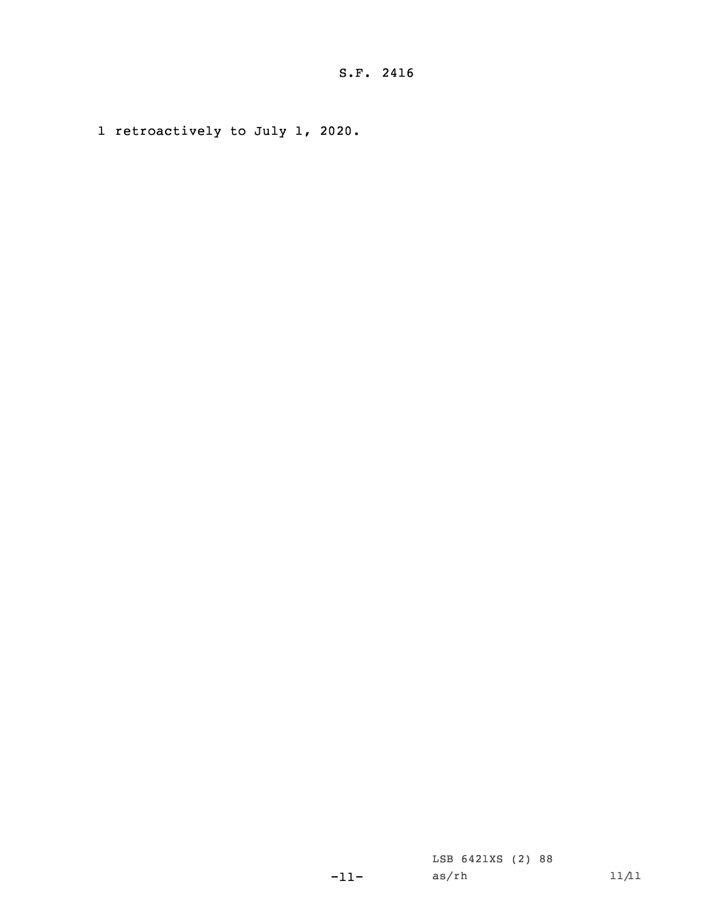1 retroactively to July 1, 2020.